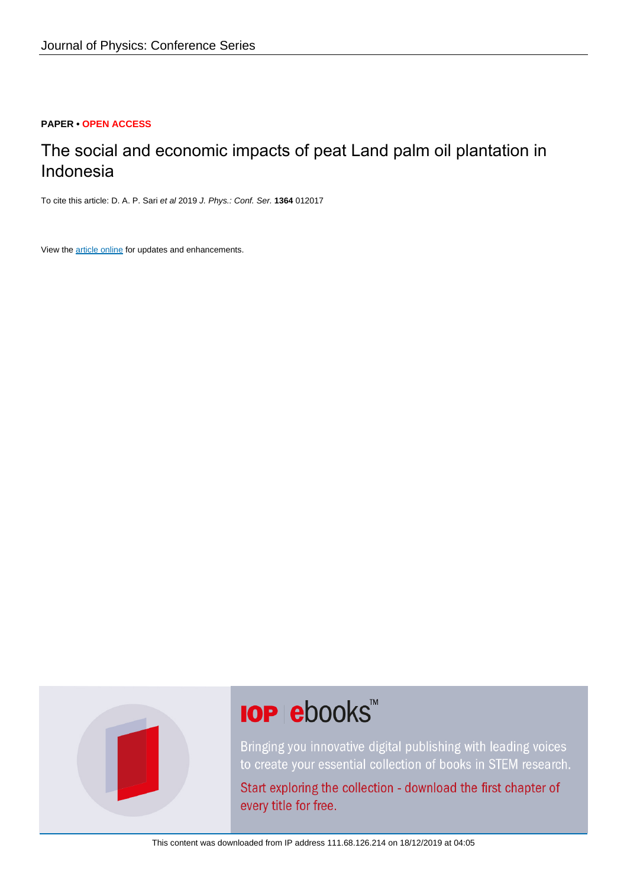Journal of Physics: Conference Series

**PAPER** • **OPEN ACCESS**

# The social and economic impacts of peat Land palm oil plantation in Indonesia

To cite this article: D. A. P. Sari *et al* 2019 *J. Phys.: Conf. Ser.* **1364** 012017

View the article online for updates and enhancements.

IOP ebooks™

Bringing you innovative digital publishing with leading voices to create your essential collection of books in STEM research.

Start exploring the collection - download the first chapter of every title for free.

This content was downloaded from IP address 111.68.126.214 on 18/12/2019 at 04:05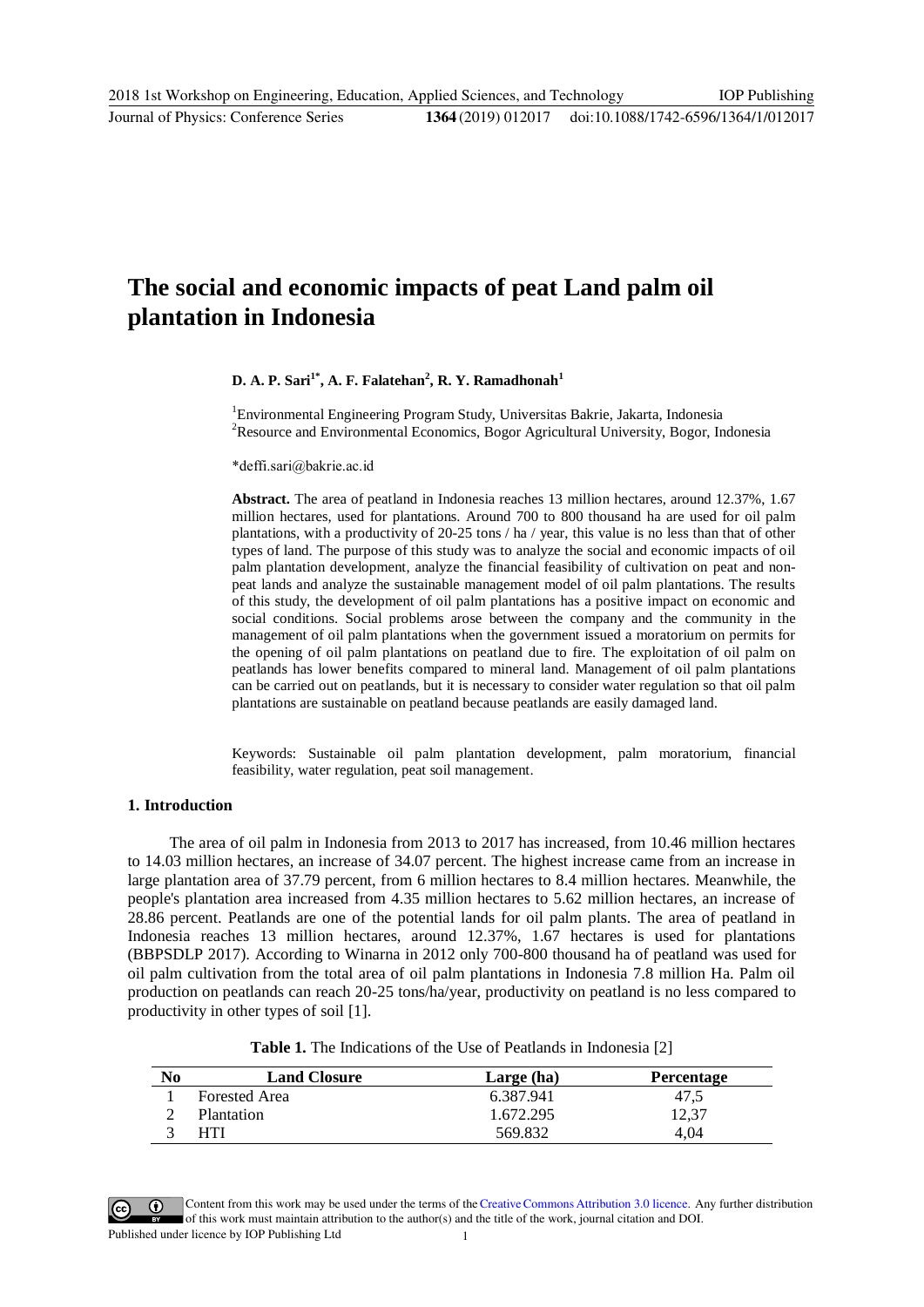# The social and economic impacts of peat Land palm oil plantation in Indonesia

**D. A. P. Sari[1*], A. F. Falatehan[2], R. Y. Ramadhonah[1]**

[1]Environmental Engineering Program Study, Universitas Bakrie, Jakarta, Indonesia
[2]Resource and Environmental Economics, Bogor Agricultural University, Bogor, Indonesia

*deffi.sari@bakrie.ac.id

**Abstract.** The area of peatland in Indonesia reaches 13 million hectares, around 12.37%, 1.67 million hectares, used for plantations. Around 700 to 800 thousand ha are used for oil palm plantations, with a productivity of 20-25 tons / ha / year, this value is no less than that of other types of land. The purpose of this study was to analyze the social and economic impacts of oil palm plantation development, analyze the financial feasibility of cultivation on peat and non-peat lands and analyze the sustainable management model of oil palm plantations. The results of this study, the development of oil palm plantations has a positive impact on economic and social conditions. Social problems arose between the company and the community in the management of oil palm plantations when the government issued a moratorium on permits for the opening of oil palm plantations on peatland due to fire. The exploitation of oil palm on peatlands has lower benefits compared to mineral land. Management of oil palm plantations can be carried out on peatlands, but it is necessary to consider water regulation so that oil palm plantations are sustainable on peatland because peatlands are easily damaged land.

Keywords: Sustainable oil palm plantation development, palm moratorium, financial feasibility, water regulation, peat soil management.

## 1. Introduction

The area of oil palm in Indonesia from 2013 to 2017 has increased, from 10.46 million hectares to 14.03 million hectares, an increase of 34.07 percent. The highest increase came from an increase in large plantation area of 37.79 percent, from 6 million hectares to 8.4 million hectares. Meanwhile, the people's plantation area increased from 4.35 million hectares to 5.62 million hectares, an increase of 28.86 percent. Peatlands are one of the potential lands for oil palm plants. The area of peatland in Indonesia reaches 13 million hectares, around 12.37%, 1.67 hectares is used for plantations (BBPSDLP 2017). According to Winarna in 2012 only 700-800 thousand ha of peatland was used for oil palm cultivation from the total area of oil palm plantations in Indonesia 7.8 million Ha. Palm oil production on peatlands can reach 20-25 tons/ha/year, productivity on peatland is no less compared to productivity in other types of soil [1].

**Table 1.** The Indications of the Use of Peatlands in Indonesia [2]

| No | Land Closure | Large (ha) | Percentage |
|---|---|---|---|
| 1 | Forested Area | 6.387.941 | 47,5 |
| 2 | Plantation | 1.672.295 | 12,37 |
| 3 | HTI | 569.832 | 4,04 |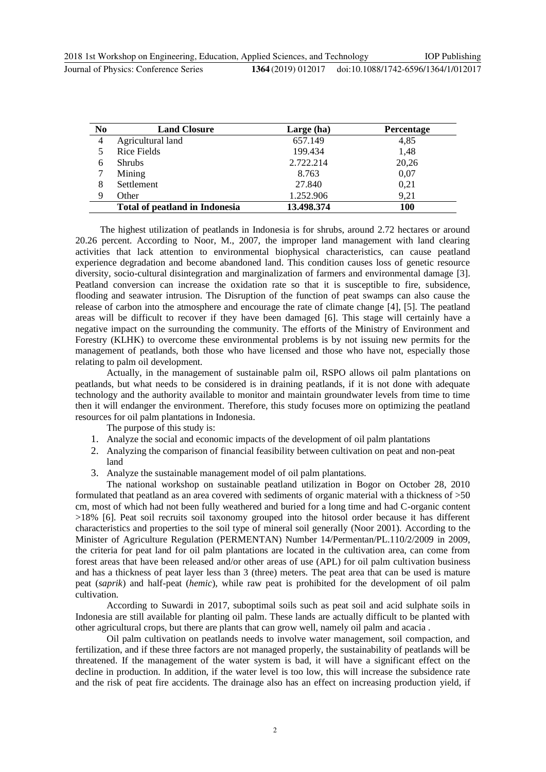| No | Land Closure | Large (ha) | Percentage |
|---|---|---|---|
| 4 | Agricultural land | 657.149 | 4,85 |
| 5 | Rice Fields | 199.434 | 1,48 |
| 6 | Shrubs | 2.722.214 | 20,26 |
| 7 | Mining | 8.763 | 0,07 |
| 8 | Settlement | 27.840 | 0,21 |
| 9 | Other | 1.252.906 | 9,21 |
| | **Total of peatland in Indonesia** | **13.498.374** | **100** |

The highest utilization of peatlands in Indonesia is for shrubs, around 2.72 hectares or around 20.26 percent. According to Noor, M., 2007, the improper land management with land clearing activities that lack attention to environmental biophysical characteristics, can cause peatland experience degradation and become abandoned land. This condition causes loss of genetic resource diversity, socio-cultural disintegration and marginalization of farmers and environmental damage [3]. Peatland conversion can increase the oxidation rate so that it is susceptible to fire, subsidence, flooding and seawater intrusion. The Disruption of the function of peat swamps can also cause the release of carbon into the atmosphere and encourage the rate of climate change [4], [5]. The peatland areas will be difficult to recover if they have been damaged [6]. This stage will certainly have a negative impact on the surrounding the community. The efforts of the Ministry of Environment and Forestry (KLHK) to overcome these environmental problems is by not issuing new permits for the management of peatlands, both those who have licensed and those who have not, especially those relating to palm oil development.

Actually, in the management of sustainable palm oil, RSPO allows oil palm plantations on peatlands, but what needs to be considered is in draining peatlands, if it is not done with adequate technology and the authority available to monitor and maintain groundwater levels from time to time then it will endanger the environment. Therefore, this study focuses more on optimizing the peatland resources for oil palm plantations in Indonesia.

The purpose of this study is:

1. Analyze the social and economic impacts of the development of oil palm plantations
2. Analyzing the comparison of financial feasibility between cultivation on peat and non-peat land
3. Analyze the sustainable management model of oil palm plantations.

The national workshop on sustainable peatland utilization in Bogor on October 28, 2010 formulated that peatland as an area covered with sediments of organic material with a thickness of >50 cm, most of which had not been fully weathered and buried for a long time and had C-organic content >18% [6]. Peat soil recruits soil taxonomy grouped into the hitosol order because it has different characteristics and properties to the soil type of mineral soil generally (Noor 2001). According to the Minister of Agriculture Regulation (PERMENTAN) Number 14/Permentan/PL.110/2/2009 in 2009, the criteria for peat land for oil palm plantations are located in the cultivation area, can come from forest areas that have been released and/or other areas of use (APL) for oil palm cultivation business and has a thickness of peat layer less than 3 (three) meters. The peat area that can be used is mature peat (*saprik*) and half-peat (*hemic*), while raw peat is prohibited for the development of oil palm cultivation.

According to Suwardi in 2017, suboptimal soils such as peat soil and acid sulphate soils in Indonesia are still available for planting oil palm. These lands are actually difficult to be planted with other agricultural crops, but there are plants that can grow well, namely oil palm and acacia .

Oil palm cultivation on peatlands needs to involve water management, soil compaction, and fertilization, and if these three factors are not managed properly, the sustainability of peatlands will be threatened. If the management of the water system is bad, it will have a significant effect on the decline in production. In addition, if the water level is too low, this will increase the subsidence rate and the risk of peat fire accidents. The drainage also has an effect on increasing production yield, if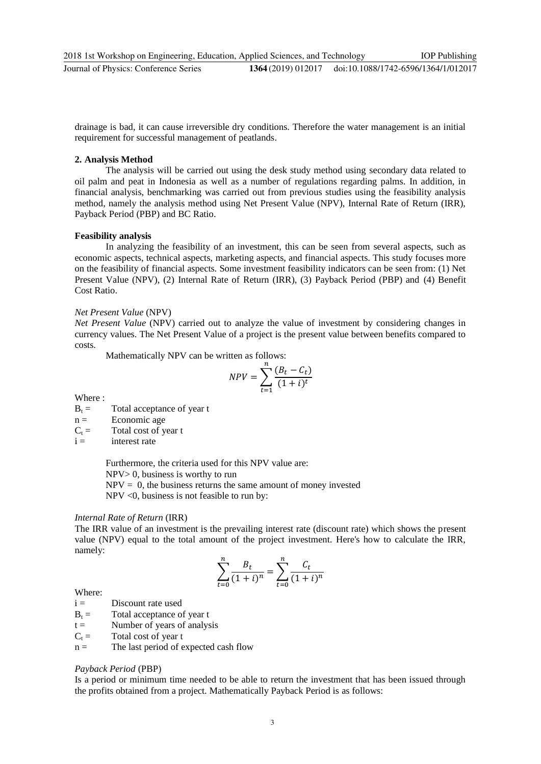drainage is bad, it can cause irreversible dry conditions. Therefore the water management is an initial requirement for successful management of peatlands.

## 2. Analysis Method

The analysis will be carried out using the desk study method using secondary data related to oil palm and peat in Indonesia as well as a number of regulations regarding palms. In addition, in financial analysis, benchmarking was carried out from previous studies using the feasibility analysis method, namely the analysis method using Net Present Value (NPV), Internal Rate of Return (IRR), Payback Period (PBP) and BC Ratio.

### Feasibility analysis

In analyzing the feasibility of an investment, this can be seen from several aspects, such as economic aspects, technical aspects, marketing aspects, and financial aspects. This study focuses more on the feasibility of financial aspects. Some investment feasibility indicators can be seen from: (1) Net Present Value (NPV), (2) Internal Rate of Return (IRR), (3) Payback Period (PBP) and (4) Benefit Cost Ratio.

*Net Present Value* (NPV)

*Net Present Value* (NPV) carried out to analyze the value of investment by considering changes in currency values. The Net Present Value of a project is the present value between benefits compared to costs.

Mathematically NPV can be written as follows:

$$NPV = \sum_{t=1}^{n} \frac{(B_t - C_t)}{(1+i)^t}$$

Where :

$B_t$ = Total acceptance of year t

n = Economic age

$C_t$ = Total cost of year t

i = interest rate

Furthermore, the criteria used for this NPV value are:

NPV> 0, business is worthy to run

NPV = 0, the business returns the same amount of money invested

NPV <0, business is not feasible to run by:

*Internal Rate of Return* (IRR)

The IRR value of an investment is the prevailing interest rate (discount rate) which shows the present value (NPV) equal to the total amount of the project investment. Here's how to calculate the IRR, namely:

$$\sum_{t=0}^{n} \frac{B_t}{(1+i)^n} = \sum_{t=0}^{n} \frac{C_t}{(1+i)^n}$$

Where:

i = Discount rate used

$B_t$ = Total acceptance of year t

t = Number of years of analysis

$C_t$ = Total cost of year t

n = The last period of expected cash flow

*Payback Period* (PBP)

Is a period or minimum time needed to be able to return the investment that has been issued through the profits obtained from a project. Mathematically Payback Period is as follows: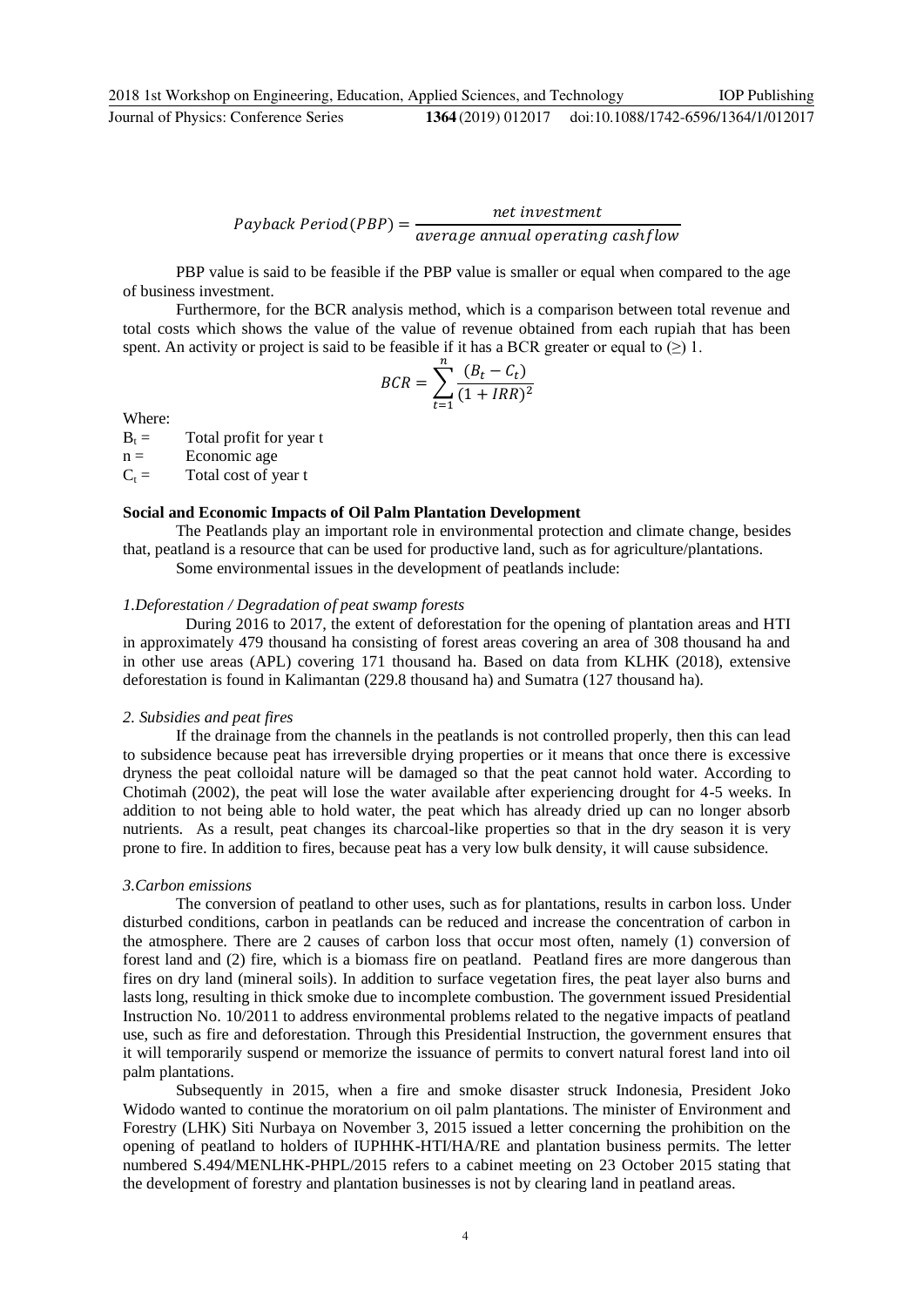$$Payback\ Period\,(PBP) = \frac{net\ investment}{average\ annual\ operating\ cashflow}$$

PBP value is said to be feasible if the PBP value is smaller or equal when compared to the age of business investment.

Furthermore, for the BCR analysis method, which is a comparison between total revenue and total costs which shows the value of the value of revenue obtained from each rupiah that has been spent. An activity or project is said to be feasible if it has a BCR greater or equal to (≥) 1.

$$BCR = \sum_{t=1}^{n} \frac{(B_t - C_t)}{(1 + IRR)^2}$$

Where:

$B_t$ = Total profit for year t

n = Economic age

$C_t$ = Total cost of year t

**Social and Economic Impacts of Oil Palm Plantation Development**

The Peatlands play an important role in environmental protection and climate change, besides that, peatland is a resource that can be used for productive land, such as for agriculture/plantations.

Some environmental issues in the development of peatlands include:

*1.Deforestation / Degradation of peat swamp forests*

During 2016 to 2017, the extent of deforestation for the opening of plantation areas and HTI in approximately 479 thousand ha consisting of forest areas covering an area of 308 thousand ha and in other use areas (APL) covering 171 thousand ha. Based on data from KLHK (2018), extensive deforestation is found in Kalimantan (229.8 thousand ha) and Sumatra (127 thousand ha).

*2. Subsidies and peat fires*

If the drainage from the channels in the peatlands is not controlled properly, then this can lead to subsidence because peat has irreversible drying properties or it means that once there is excessive dryness the peat colloidal nature will be damaged so that the peat cannot hold water. According to Chotimah (2002), the peat will lose the water available after experiencing drought for 4-5 weeks. In addition to not being able to hold water, the peat which has already dried up can no longer absorb nutrients. As a result, peat changes its charcoal-like properties so that in the dry season it is very prone to fire. In addition to fires, because peat has a very low bulk density, it will cause subsidence.

*3.Carbon emissions*

The conversion of peatland to other uses, such as for plantations, results in carbon loss. Under disturbed conditions, carbon in peatlands can be reduced and increase the concentration of carbon in the atmosphere. There are 2 causes of carbon loss that occur most often, namely (1) conversion of forest land and (2) fire, which is a biomass fire on peatland. Peatland fires are more dangerous than fires on dry land (mineral soils). In addition to surface vegetation fires, the peat layer also burns and lasts long, resulting in thick smoke due to incomplete combustion. The government issued Presidential Instruction No. 10/2011 to address environmental problems related to the negative impacts of peatland use, such as fire and deforestation. Through this Presidential Instruction, the government ensures that it will temporarily suspend or memorize the issuance of permits to convert natural forest land into oil palm plantations.

Subsequently in 2015, when a fire and smoke disaster struck Indonesia, President Joko Widodo wanted to continue the moratorium on oil palm plantations. The minister of Environment and Forestry (LHK) Siti Nurbaya on November 3, 2015 issued a letter concerning the prohibition on the opening of peatland to holders of IUPHHK-HTI/HA/RE and plantation business permits. The letter numbered S.494/MENLHK-PHPL/2015 refers to a cabinet meeting on 23 October 2015 stating that the development of forestry and plantation businesses is not by clearing land in peatland areas.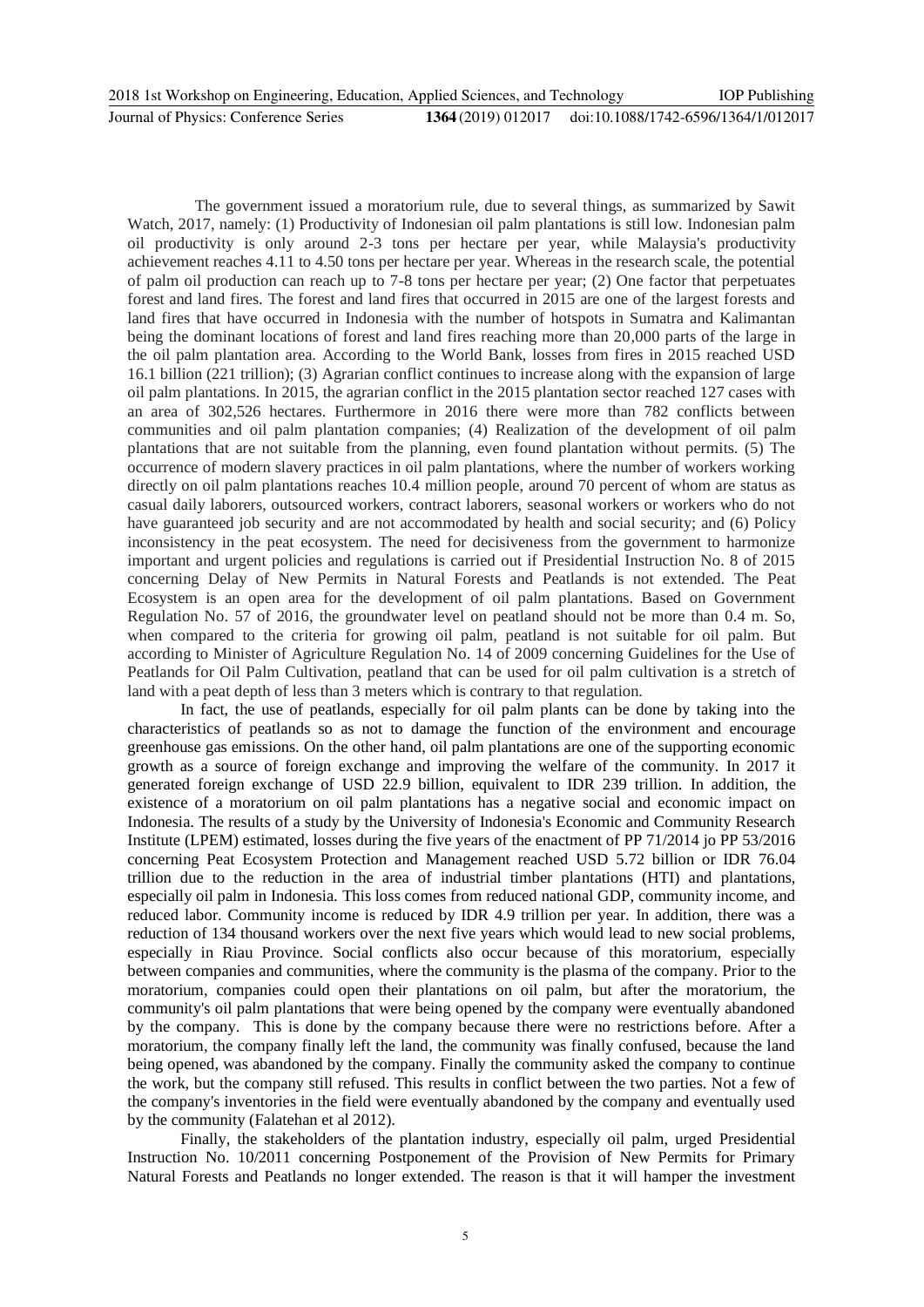The government issued a moratorium rule, due to several things, as summarized by Sawit Watch, 2017, namely: (1) Productivity of Indonesian oil palm plantations is still low. Indonesian palm oil productivity is only around 2-3 tons per hectare per year, while Malaysia's productivity achievement reaches 4.11 to 4.50 tons per hectare per year. Whereas in the research scale, the potential of palm oil production can reach up to 7-8 tons per hectare per year; (2) One factor that perpetuates forest and land fires. The forest and land fires that occurred in 2015 are one of the largest forests and land fires that have occurred in Indonesia with the number of hotspots in Sumatra and Kalimantan being the dominant locations of forest and land fires reaching more than 20,000 parts of the large in the oil palm plantation area. According to the World Bank, losses from fires in 2015 reached USD 16.1 billion (221 trillion); (3) Agrarian conflict continues to increase along with the expansion of large oil palm plantations. In 2015, the agrarian conflict in the 2015 plantation sector reached 127 cases with an area of 302,526 hectares. Furthermore in 2016 there were more than 782 conflicts between communities and oil palm plantation companies; (4) Realization of the development of oil palm plantations that are not suitable from the planning, even found plantation without permits. (5) The occurrence of modern slavery practices in oil palm plantations, where the number of workers working directly on oil palm plantations reaches 10.4 million people, around 70 percent of whom are status as casual daily laborers, outsourced workers, contract laborers, seasonal workers or workers who do not have guaranteed job security and are not accommodated by health and social security; and (6) Policy inconsistency in the peat ecosystem. The need for decisiveness from the government to harmonize important and urgent policies and regulations is carried out if Presidential Instruction No. 8 of 2015 concerning Delay of New Permits in Natural Forests and Peatlands is not extended. The Peat Ecosystem is an open area for the development of oil palm plantations. Based on Government Regulation No. 57 of 2016, the groundwater level on peatland should not be more than 0.4 m. So, when compared to the criteria for growing oil palm, peatland is not suitable for oil palm. But according to Minister of Agriculture Regulation No. 14 of 2009 concerning Guidelines for the Use of Peatlands for Oil Palm Cultivation, peatland that can be used for oil palm cultivation is a stretch of land with a peat depth of less than 3 meters which is contrary to that regulation.

In fact, the use of peatlands, especially for oil palm plants can be done by taking into the characteristics of peatlands so as not to damage the function of the environment and encourage greenhouse gas emissions. On the other hand, oil palm plantations are one of the supporting economic growth as a source of foreign exchange and improving the welfare of the community. In 2017 it generated foreign exchange of USD 22.9 billion, equivalent to IDR 239 trillion. In addition, the existence of a moratorium on oil palm plantations has a negative social and economic impact on Indonesia. The results of a study by the University of Indonesia's Economic and Community Research Institute (LPEM) estimated, losses during the five years of the enactment of PP 71/2014 jo PP 53/2016 concerning Peat Ecosystem Protection and Management reached USD 5.72 billion or IDR 76.04 trillion due to the reduction in the area of industrial timber plantations (HTI) and plantations, especially oil palm in Indonesia. This loss comes from reduced national GDP, community income, and reduced labor. Community income is reduced by IDR 4.9 trillion per year. In addition, there was a reduction of 134 thousand workers over the next five years which would lead to new social problems, especially in Riau Province. Social conflicts also occur because of this moratorium, especially between companies and communities, where the community is the plasma of the company. Prior to the moratorium, companies could open their plantations on oil palm, but after the moratorium, the community's oil palm plantations that were being opened by the company were eventually abandoned by the company. This is done by the company because there were no restrictions before. After a moratorium, the company finally left the land, the community was finally confused, because the land being opened, was abandoned by the company. Finally the community asked the company to continue the work, but the company still refused. This results in conflict between the two parties. Not a few of the company's inventories in the field were eventually abandoned by the company and eventually used by the community (Falatehan et al 2012).

Finally, the stakeholders of the plantation industry, especially oil palm, urged Presidential Instruction No. 10/2011 concerning Postponement of the Provision of New Permits for Primary Natural Forests and Peatlands no longer extended. The reason is that it will hamper the investment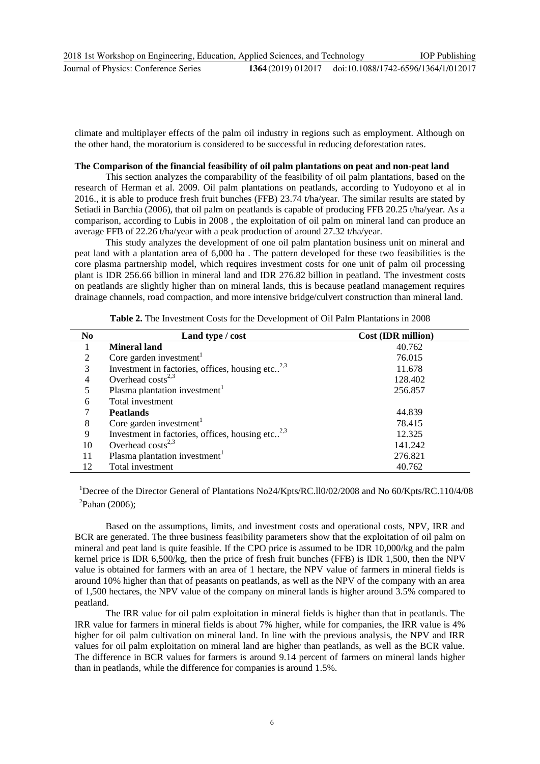climate and multiplayer effects of the palm oil industry in regions such as employment. Although on the other hand, the moratorium is considered to be successful in reducing deforestation rates.

**The Comparison of the financial feasibility of oil palm plantations on peat and non-peat land**

This section analyzes the comparability of the feasibility of oil palm plantations, based on the research of Herman et al. 2009. Oil palm plantations on peatlands, according to Yudoyono et al in 2016., it is able to produce fresh fruit bunches (FFB) 23.74 t/ha/year. The similar results are stated by Setiadi in Barchia (2006), that oil palm on peatlands is capable of producing FFB 20.25 t/ha/year. As a comparison, according to Lubis in 2008 , the exploitation of oil palm on mineral land can produce an average FFB of 22.26 t/ha/year with a peak production of around 27.32 t/ha/year.

This study analyzes the development of one oil palm plantation business unit on mineral and peat land with a plantation area of 6,000 ha . The pattern developed for these two feasibilities is the core plasma partnership model, which requires investment costs for one unit of palm oil processing plant is IDR 256.66 billion in mineral land and IDR 276.82 billion in peatland. The investment costs on peatlands are slightly higher than on mineral lands, this is because peatland management requires drainage channels, road compaction, and more intensive bridge/culvert construction than mineral land.

**Table 2.** The Investment Costs for the Development of Oil Palm Plantations in 2008

| No | Land type / cost | Cost (IDR million) |
|---|---|---|
| 1 | **Mineral land** | 40.762 |
| 2 | Core garden investment[1] | 76.015 |
| 3 | Investment in factories, offices, housing etc..[2,3] | 11.678 |
| 4 | Overhead costs[2,3] | 128.402 |
| 5 | Plasma plantation investment[1] | 256.857 |
| 6 | Total investment | |
| 7 | **Peatlands** | 44.839 |
| 8 | Core garden investment[1] | 78.415 |
| 9 | Investment in factories, offices, housing etc..[2,3] | 12.325 |
| 10 | Overhead costs[2,3] | 141.242 |
| 11 | Plasma plantation investment[1] | 276.821 |
| 12 | Total investment | 40.762 |

[1]Decree of the Director General of Plantations No24/Kpts/RC.ll0/02/2008 and No 60/Kpts/RC.110/4/08
[2]Pahan (2006);

Based on the assumptions, limits, and investment costs and operational costs, NPV, IRR and BCR are generated. The three business feasibility parameters show that the exploitation of oil palm on mineral and peat land is quite feasible. If the CPO price is assumed to be IDR 10,000/kg and the palm kernel price is IDR 6,500/kg, then the price of fresh fruit bunches (FFB) is IDR 1,500, then the NPV value is obtained for farmers with an area of 1 hectare, the NPV value of farmers in mineral fields is around 10% higher than that of peasants on peatlands, as well as the NPV of the company with an area of 1,500 hectares, the NPV value of the company on mineral lands is higher around 3.5% compared to peatland.

The IRR value for oil palm exploitation in mineral fields is higher than that in peatlands. The IRR value for farmers in mineral fields is about 7% higher, while for companies, the IRR value is 4% higher for oil palm cultivation on mineral land. In line with the previous analysis, the NPV and IRR values for oil palm exploitation on mineral land are higher than peatlands, as well as the BCR value. The difference in BCR values for farmers is around 9.14 percent of farmers on mineral lands higher than in peatlands, while the difference for companies is around 1.5%.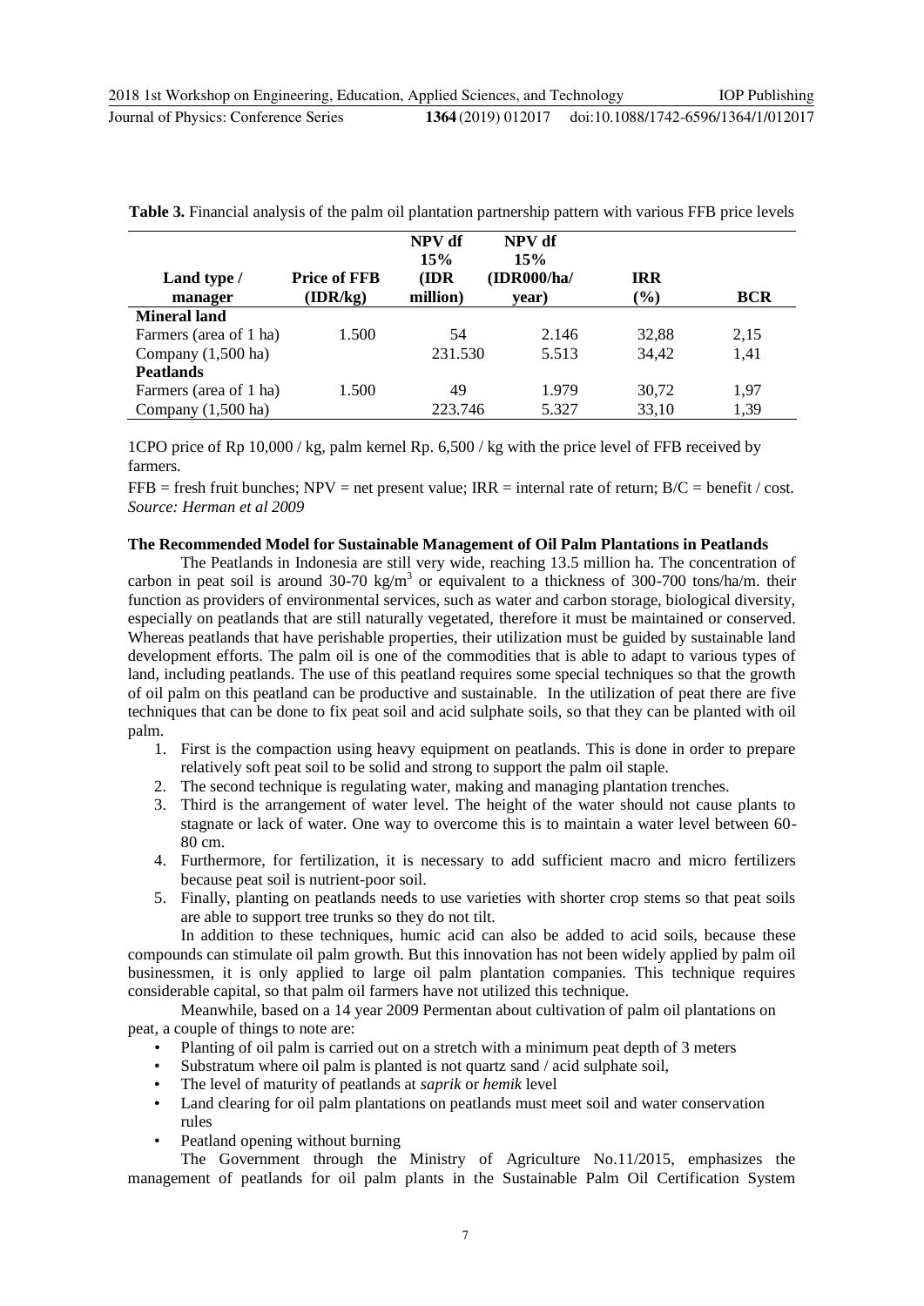**Table 3.** Financial analysis of the palm oil plantation partnership pattern with various FFB price levels

| Land type / manager | Price of FFB (IDR/kg) | NPV df 15% (IDR million) | NPV df 15% (IDR000/ha/ year) | IRR (%) | BCR |
|---|---|---|---|---|---|
| **Mineral land** | | | | | |
| Farmers (area of 1 ha) | 1.500 | 54 | 2.146 | 32,88 | 2,15 |
| Company (1,500 ha) | | 231.530 | 5.513 | 34,42 | 1,41 |
| **Peatlands** | | | | | |
| Farmers (area of 1 ha) | 1.500 | 49 | 1.979 | 30,72 | 1,97 |
| Company (1,500 ha) | | 223.746 | 5.327 | 33,10 | 1,39 |

1CPO price of Rp 10,000 / kg, palm kernel Rp. 6,500 / kg with the price level of FFB received by farmers.

FFB = fresh fruit bunches; NPV = net present value; IRR = internal rate of return; B/C = benefit / cost.
*Source: Herman et al 2009*

**The Recommended Model for Sustainable Management of Oil Palm Plantations in Peatlands**

The Peatlands in Indonesia are still very wide, reaching 13.5 million ha. The concentration of carbon in peat soil is around 30-70 kg/m$^3$ or equivalent to a thickness of 300-700 tons/ha/m. their function as providers of environmental services, such as water and carbon storage, biological diversity, especially on peatlands that are still naturally vegetated, therefore it must be maintained or conserved. Whereas peatlands that have perishable properties, their utilization must be guided by sustainable land development efforts. The palm oil is one of the commodities that is able to adapt to various types of land, including peatlands. The use of this peatland requires some special techniques so that the growth of oil palm on this peatland can be productive and sustainable. In the utilization of peat there are five techniques that can be done to fix peat soil and acid sulphate soils, so that they can be planted with oil palm.

1. First is the compaction using heavy equipment on peatlands. This is done in order to prepare relatively soft peat soil to be solid and strong to support the palm oil staple.
2. The second technique is regulating water, making and managing plantation trenches.
3. Third is the arrangement of water level. The height of the water should not cause plants to stagnate or lack of water. One way to overcome this is to maintain a water level between 60-80 cm.
4. Furthermore, for fertilization, it is necessary to add sufficient macro and micro fertilizers because peat soil is nutrient-poor soil.
5. Finally, planting on peatlands needs to use varieties with shorter crop stems so that peat soils are able to support tree trunks so they do not tilt.

In addition to these techniques, humic acid can also be added to acid soils, because these compounds can stimulate oil palm growth. But this innovation has not been widely applied by palm oil businessmen, it is only applied to large oil palm plantation companies. This technique requires considerable capital, so that palm oil farmers have not utilized this technique.

Meanwhile, based on a 14 year 2009 Permentan about cultivation of palm oil plantations on peat, a couple of things to note are:

- Planting of oil palm is carried out on a stretch with a minimum peat depth of 3 meters
- Substratum where oil palm is planted is not quartz sand / acid sulphate soil,
- The level of maturity of peatlands at *saprik* or *hemik* level
- Land clearing for oil palm plantations on peatlands must meet soil and water conservation rules
- Peatland opening without burning

The Government through the Ministry of Agriculture No.11/2015, emphasizes the management of peatlands for oil palm plants in the Sustainable Palm Oil Certification System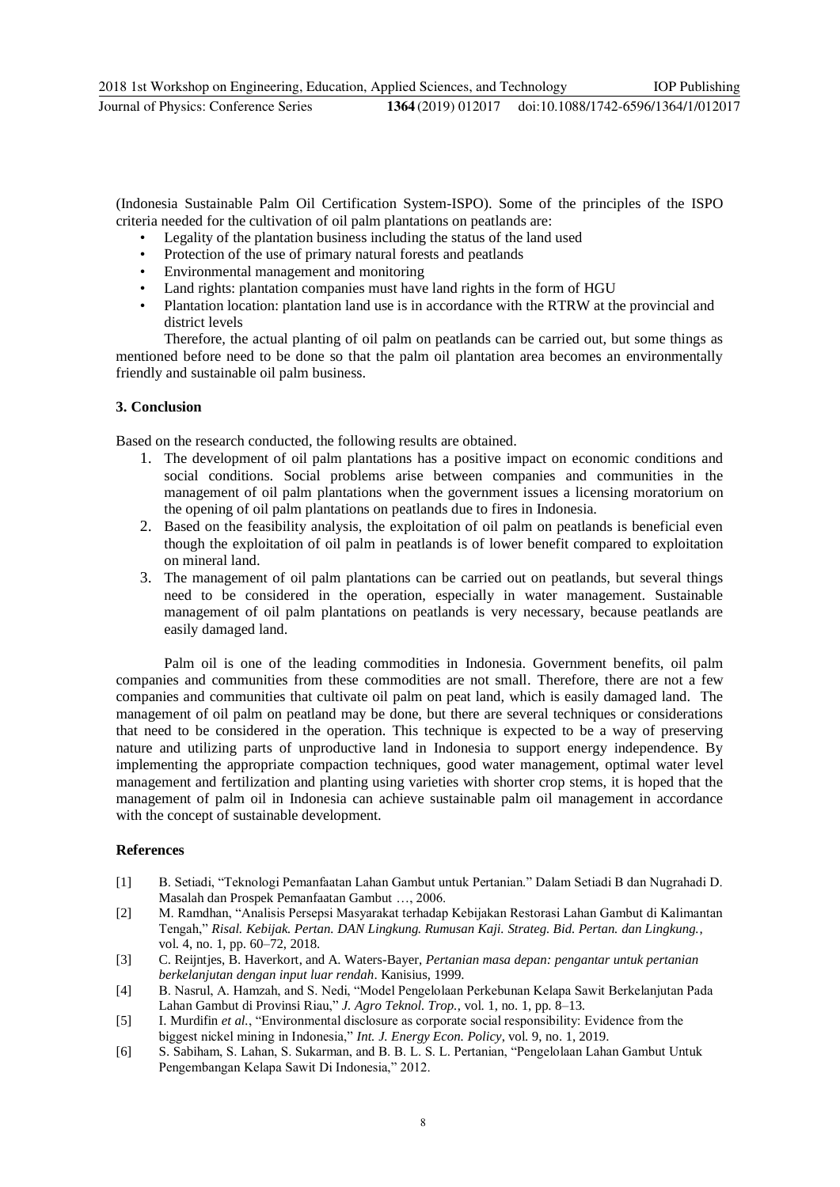(Indonesia Sustainable Palm Oil Certification System-ISPO). Some of the principles of the ISPO criteria needed for the cultivation of oil palm plantations on peatlands are:

- Legality of the plantation business including the status of the land used
- Protection of the use of primary natural forests and peatlands
- Environmental management and monitoring
- Land rights: plantation companies must have land rights in the form of HGU
- Plantation location: plantation land use is in accordance with the RTRW at the provincial and district levels

Therefore, the actual planting of oil palm on peatlands can be carried out, but some things as mentioned before need to be done so that the palm oil plantation area becomes an environmentally friendly and sustainable oil palm business.

## 3. Conclusion

Based on the research conducted, the following results are obtained.

1. The development of oil palm plantations has a positive impact on economic conditions and social conditions. Social problems arise between companies and communities in the management of oil palm plantations when the government issues a licensing moratorium on the opening of oil palm plantations on peatlands due to fires in Indonesia.
2. Based on the feasibility analysis, the exploitation of oil palm on peatlands is beneficial even though the exploitation of oil palm in peatlands is of lower benefit compared to exploitation on mineral land.
3. The management of oil palm plantations can be carried out on peatlands, but several things need to be considered in the operation, especially in water management. Sustainable management of oil palm plantations on peatlands is very necessary, because peatlands are easily damaged land.

Palm oil is one of the leading commodities in Indonesia. Government benefits, oil palm companies and communities from these commodities are not small. Therefore, there are not a few companies and communities that cultivate oil palm on peat land, which is easily damaged land. The management of oil palm on peatland may be done, but there are several techniques or considerations that need to be considered in the operation. This technique is expected to be a way of preserving nature and utilizing parts of unproductive land in Indonesia to support energy independence. By implementing the appropriate compaction techniques, good water management, optimal water level management and fertilization and planting using varieties with shorter crop stems, it is hoped that the management of palm oil in Indonesia can achieve sustainable palm oil management in accordance with the concept of sustainable development.

## References

[1] B. Setiadi, "Teknologi Pemanfaatan Lahan Gambut untuk Pertanian." Dalam Setiadi B dan Nugrahadi D. Masalah dan Prospek Pemanfaatan Gambut …, 2006.

[2] M. Ramdhan, "Analisis Persepsi Masyarakat terhadap Kebijakan Restorasi Lahan Gambut di Kalimantan Tengah," *Risal. Kebijak. Pertan. DAN Lingkung. Rumusan Kaji. Strateg. Bid. Pertan. dan Lingkung.*, vol. 4, no. 1, pp. 60–72, 2018.

[3] C. Reijntjes, B. Haverkort, and A. Waters-Bayer, *Pertanian masa depan: pengantar untuk pertanian berkelanjutan dengan input luar rendah*. Kanisius, 1999.

[4] B. Nasrul, A. Hamzah, and S. Nedi, "Model Pengelolaan Perkebunan Kelapa Sawit Berkelanjutan Pada Lahan Gambut di Provinsi Riau," *J. Agro Teknol. Trop.*, vol. 1, no. 1, pp. 8–13.

[5] I. Murdifin *et al.*, "Environmental disclosure as corporate social responsibility: Evidence from the biggest nickel mining in Indonesia," *Int. J. Energy Econ. Policy*, vol. 9, no. 1, 2019.

[6] S. Sabiham, S. Lahan, S. Sukarman, and B. B. L. S. L. Pertanian, "Pengelolaan Lahan Gambut Untuk Pengembangan Kelapa Sawit Di Indonesia," 2012.